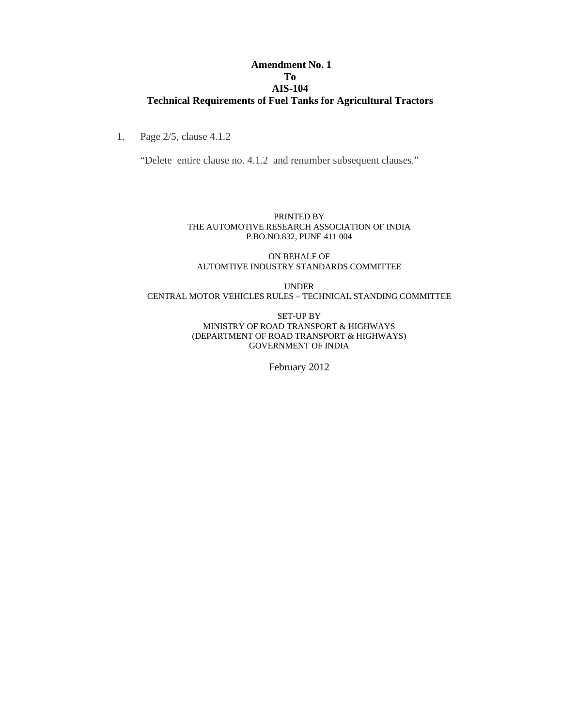# Amendment No. 1
## To
## AIS-104
## Technical Requirements of Fuel Tanks for Agricultural Tractors

1. Page 2/5, clause 4.1.2

   "Delete  entire clause no. 4.1.2  and renumber subsequent clauses."

PRINTED BY
THE AUTOMOTIVE RESEARCH ASSOCIATION OF INDIA
P.BO.NO.832, PUNE 411 004

ON BEHALF OF
AUTOMTIVE INDUSTRY STANDARDS COMMITTEE

UNDER
CENTRAL MOTOR VEHICLES RULES – TECHNICAL STANDING COMMITTEE

SET-UP BY
MINISTRY OF ROAD TRANSPORT & HIGHWAYS
(DEPARTMENT OF ROAD TRANSPORT & HIGHWAYS)
GOVERNMENT OF INDIA

February 2012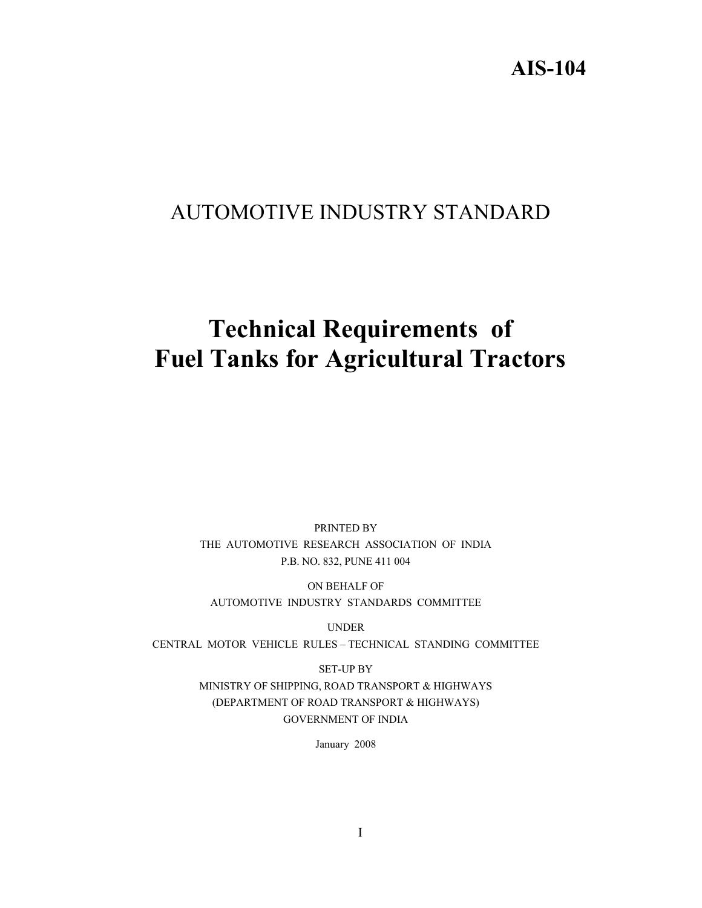**AIS-104**

# AUTOMOTIVE INDUSTRY STANDARD

# Technical Requirements of Fuel Tanks for Agricultural Tractors

PRINTED BY
THE AUTOMOTIVE RESEARCH ASSOCIATION OF INDIA
P.B. NO. 832, PUNE 411 004

ON BEHALF OF
AUTOMOTIVE INDUSTRY STANDARDS COMMITTEE

UNDER
CENTRAL MOTOR VEHICLE RULES – TECHNICAL STANDING COMMITTEE

SET-UP BY
MINISTRY OF SHIPPING, ROAD TRANSPORT & HIGHWAYS
(DEPARTMENT OF ROAD TRANSPORT & HIGHWAYS)
GOVERNMENT OF INDIA

January 2008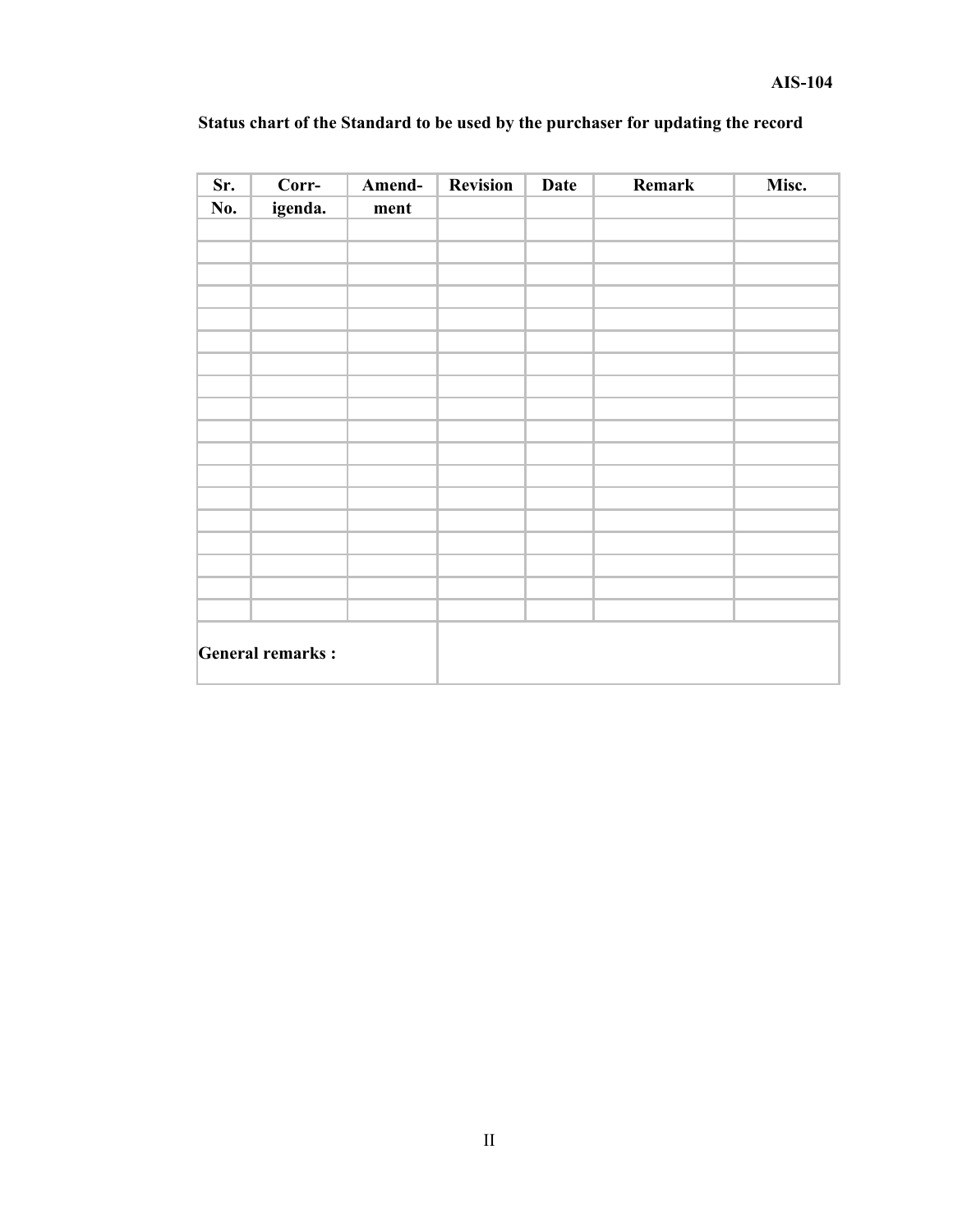**Status chart of the Standard to be used by the purchaser for updating the record**

| Sr. No. | Corr-igenda. | Amend-ment | Revision | Date | Remark | Misc. |
|---|---|---|---|---|---|---|
| | | | | | | |
| | | | | | | |
| | | | | | | |
| | | | | | | |
| | | | | | | |
| | | | | | | |
| | | | | | | |
| | | | | | | |
| | | | | | | |
| | | | | | | |
| | | | | | | |
| | | | | | | |
| | | | | | | |
| | | | | | | |
| | | | | | | |
| | | | | | | |
| | | | | | | |
| | | | | | | |
| **General remarks :** | | | | | | |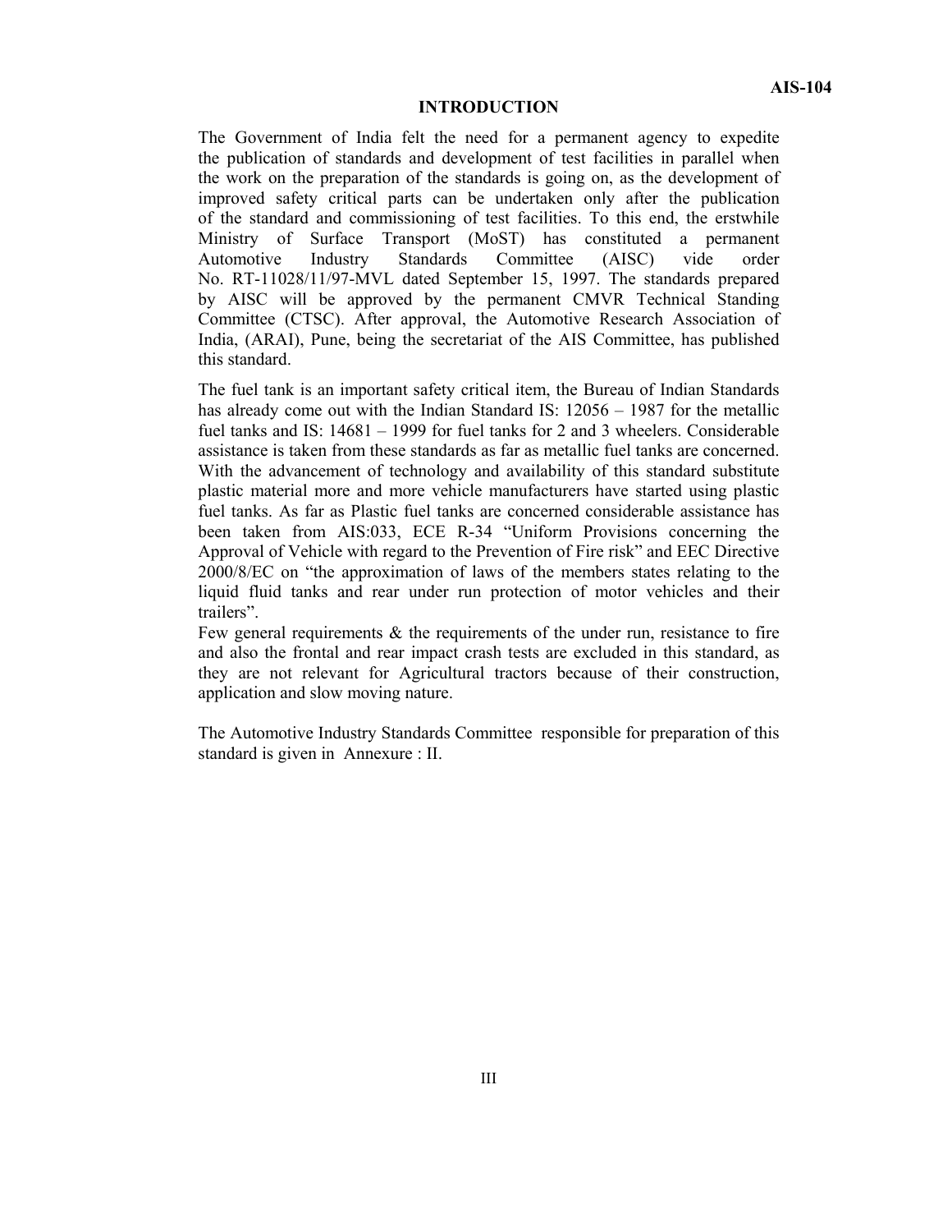# INTRODUCTION

The Government of India felt the need for a permanent agency to expedite the publication of standards and development of test facilities in parallel when the work on the preparation of the standards is going on, as the development of improved safety critical parts can be undertaken only after the publication of the standard and commissioning of test facilities. To this end, the erstwhile Ministry of Surface Transport (MoST) has constituted a permanent Automotive Industry Standards Committee (AISC) vide order No. RT-11028/11/97-MVL dated September 15, 1997. The standards prepared by AISC will be approved by the permanent CMVR Technical Standing Committee (CTSC). After approval, the Automotive Research Association of India, (ARAI), Pune, being the secretariat of the AIS Committee, has published this standard.

The fuel tank is an important safety critical item, the Bureau of Indian Standards has already come out with the Indian Standard IS: 12056 – 1987 for the metallic fuel tanks and IS: 14681 – 1999 for fuel tanks for 2 and 3 wheelers. Considerable assistance is taken from these standards as far as metallic fuel tanks are concerned. With the advancement of technology and availability of this standard substitute plastic material more and more vehicle manufacturers have started using plastic fuel tanks. As far as Plastic fuel tanks are concerned considerable assistance has been taken from AIS:033, ECE R-34 "Uniform Provisions concerning the Approval of Vehicle with regard to the Prevention of Fire risk" and EEC Directive 2000/8/EC on "the approximation of laws of the members states relating to the liquid fluid tanks and rear under run protection of motor vehicles and their trailers".

Few general requirements & the requirements of the under run, resistance to fire and also the frontal and rear impact crash tests are excluded in this standard, as they are not relevant for Agricultural tractors because of their construction, application and slow moving nature.

The Automotive Industry Standards Committee responsible for preparation of this standard is given in Annexure : II.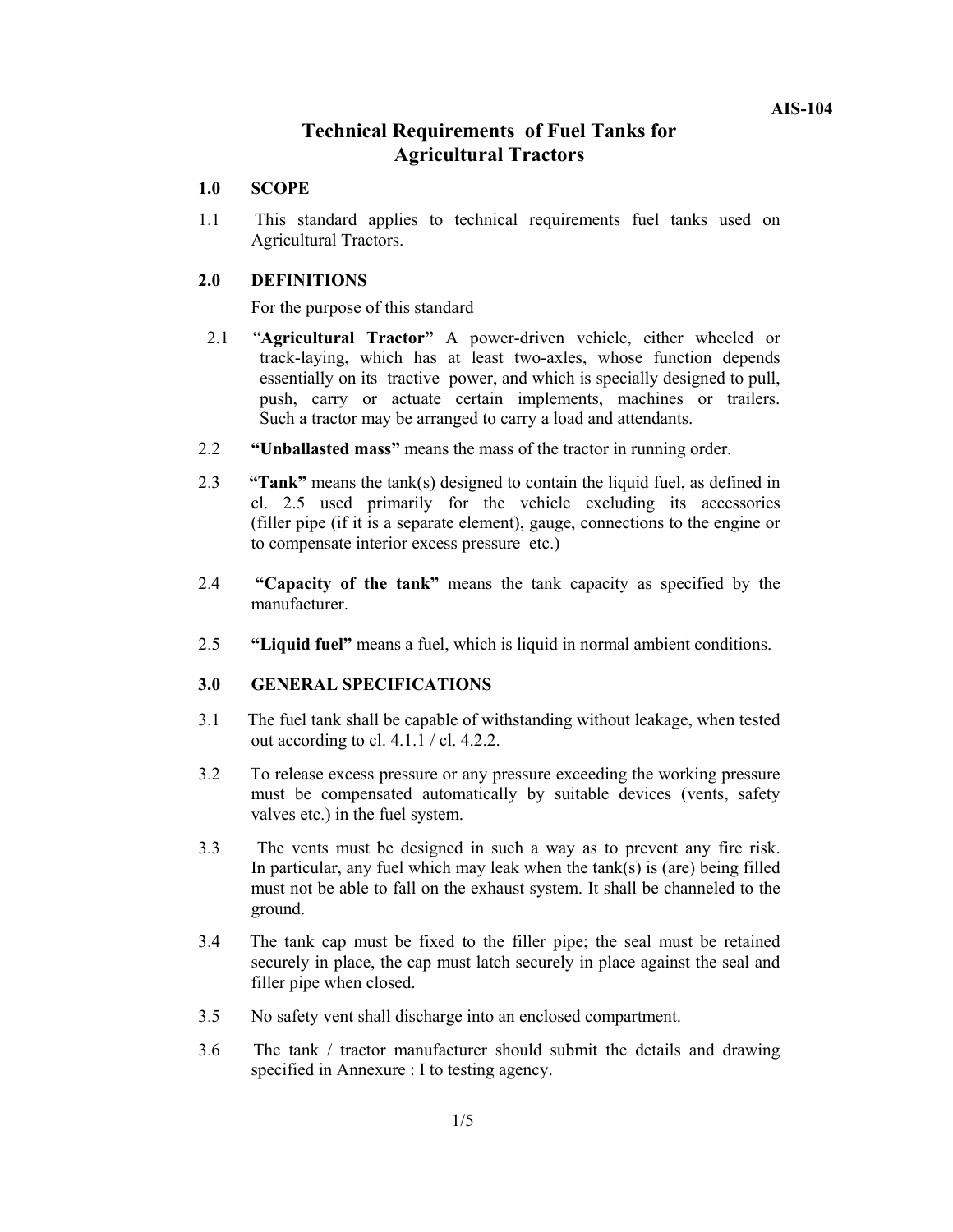# Technical Requirements of Fuel Tanks for Agricultural Tractors

## 1.0 SCOPE

1.1 This standard applies to technical requirements fuel tanks used on Agricultural Tractors.

## 2.0 DEFINITIONS

For the purpose of this standard

2.1 "**Agricultural Tractor**" A power-driven vehicle, either wheeled or track-laying, which has at least two-axles, whose function depends essentially on its tractive power, and which is specially designed to pull, push, carry or actuate certain implements, machines or trailers. Such a tractor may be arranged to carry a load and attendants.

2.2 **"Unballasted mass"** means the mass of the tractor in running order.

2.3 **"Tank"** means the tank(s) designed to contain the liquid fuel, as defined in cl. 2.5 used primarily for the vehicle excluding its accessories (filler pipe (if it is a separate element), gauge, connections to the engine or to compensate interior excess pressure etc.)

2.4 **"Capacity of the tank"** means the tank capacity as specified by the manufacturer.

2.5 **"Liquid fuel"** means a fuel, which is liquid in normal ambient conditions.

## 3.0 GENERAL SPECIFICATIONS

3.1 The fuel tank shall be capable of withstanding without leakage, when tested out according to cl. 4.1.1 / cl. 4.2.2.

3.2 To release excess pressure or any pressure exceeding the working pressure must be compensated automatically by suitable devices (vents, safety valves etc.) in the fuel system.

3.3 The vents must be designed in such a way as to prevent any fire risk. In particular, any fuel which may leak when the tank(s) is (are) being filled must not be able to fall on the exhaust system. It shall be channeled to the ground.

3.4 The tank cap must be fixed to the filler pipe; the seal must be retained securely in place, the cap must latch securely in place against the seal and filler pipe when closed.

3.5 No safety vent shall discharge into an enclosed compartment.

3.6 The tank / tractor manufacturer should submit the details and drawing specified in Annexure : I to testing agency.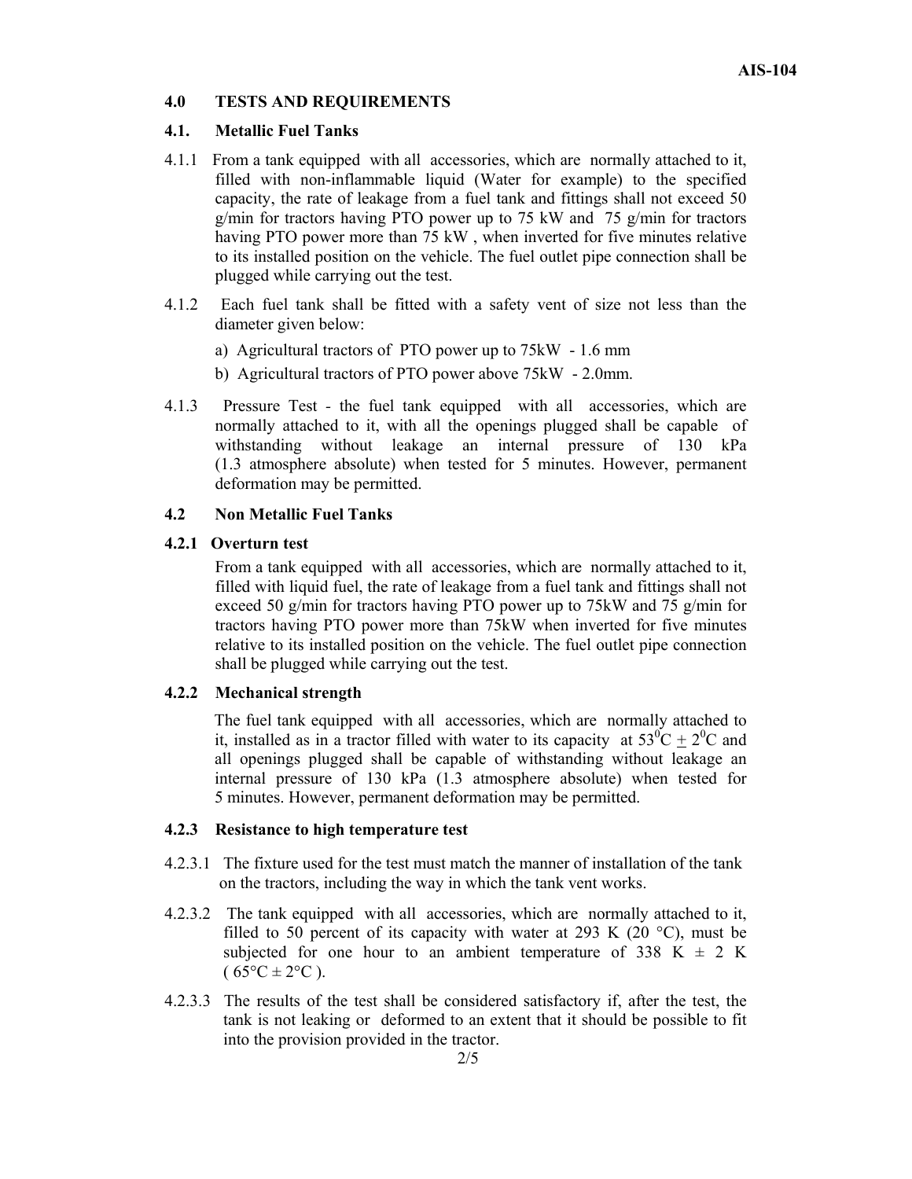## 4.0 TESTS AND REQUIREMENTS

### 4.1. Metallic Fuel Tanks

4.1.1 From a tank equipped with all accessories, which are normally attached to it, filled with non-inflammable liquid (Water for example) to the specified capacity, the rate of leakage from a fuel tank and fittings shall not exceed 50 g/min for tractors having PTO power up to 75 kW and 75 g/min for tractors having PTO power more than 75 kW , when inverted for five minutes relative to its installed position on the vehicle. The fuel outlet pipe connection shall be plugged while carrying out the test.

4.1.2 Each fuel tank shall be fitted with a safety vent of size not less than the diameter given below:

a) Agricultural tractors of PTO power up to 75kW - 1.6 mm

b) Agricultural tractors of PTO power above 75kW - 2.0mm.

4.1.3 Pressure Test - the fuel tank equipped with all accessories, which are normally attached to it, with all the openings plugged shall be capable of withstanding without leakage an internal pressure of 130 kPa (1.3 atmosphere absolute) when tested for 5 minutes. However, permanent deformation may be permitted.

### 4.2 Non Metallic Fuel Tanks

#### 4.2.1 Overturn test

From a tank equipped with all accessories, which are normally attached to it, filled with liquid fuel, the rate of leakage from a fuel tank and fittings shall not exceed 50 g/min for tractors having PTO power up to 75kW and 75 g/min for tractors having PTO power more than 75kW when inverted for five minutes relative to its installed position on the vehicle. The fuel outlet pipe connection shall be plugged while carrying out the test.

#### 4.2.2 Mechanical strength

The fuel tank equipped with all accessories, which are normally attached to it, installed as in a tractor filled with water to its capacity at $53^0C \pm 2^0C$ and all openings plugged shall be capable of withstanding without leakage an internal pressure of 130 kPa (1.3 atmosphere absolute) when tested for 5 minutes. However, permanent deformation may be permitted.

#### 4.2.3 Resistance to high temperature test

4.2.3.1 The fixture used for the test must match the manner of installation of the tank on the tractors, including the way in which the tank vent works.

4.2.3.2 The tank equipped with all accessories, which are normally attached to it, filled to 50 percent of its capacity with water at 293 K (20 °C), must be subjected for one hour to an ambient temperature of 338 K ± 2 K ( 65°C ± 2°C ).

4.2.3.3 The results of the test shall be considered satisfactory if, after the test, the tank is not leaking or deformed to an extent that it should be possible to fit into the provision provided in the tractor.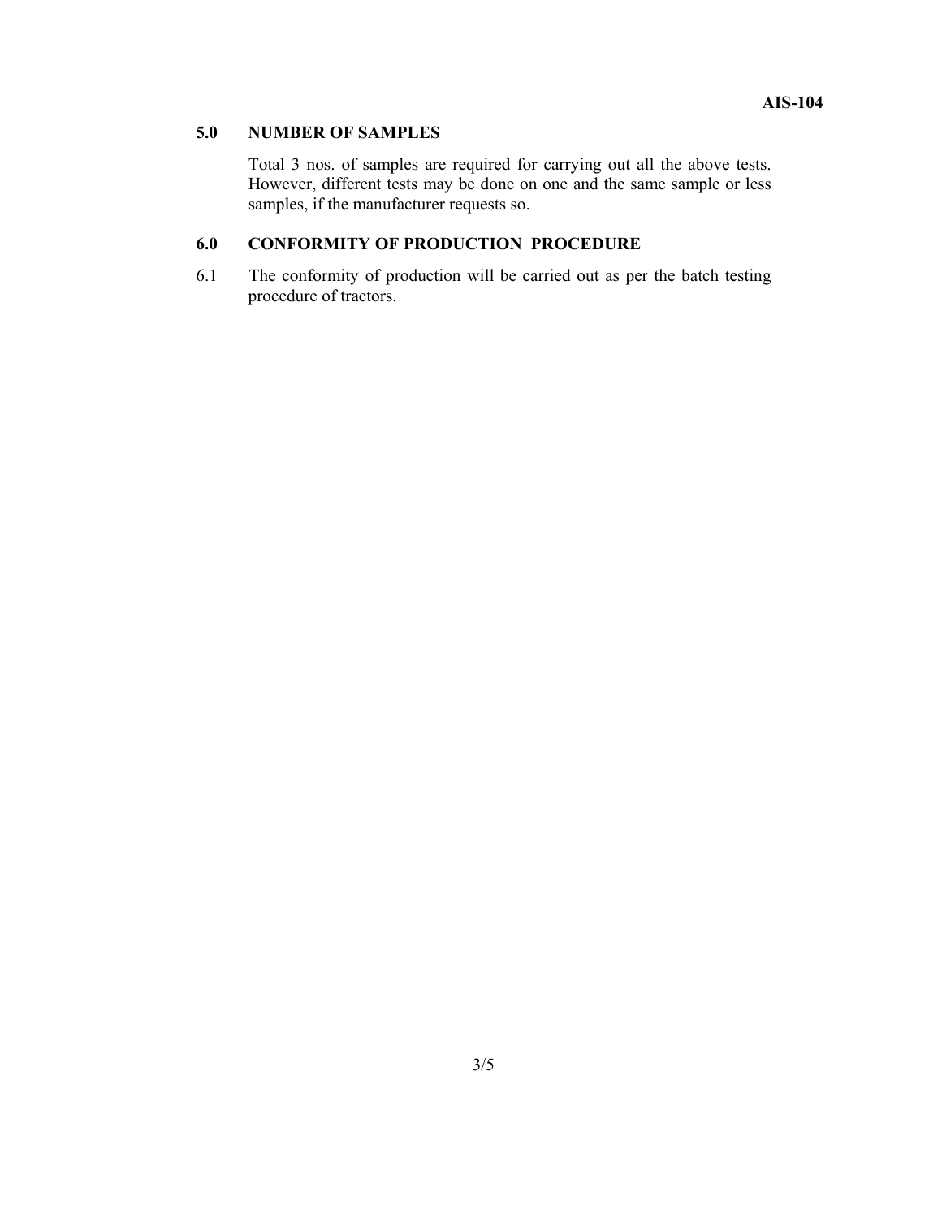## 5.0 NUMBER OF SAMPLES

Total 3 nos. of samples are required for carrying out all the above tests. However, different tests may be done on one and the same sample or less samples, if the manufacturer requests so.

## 6.0 CONFORMITY OF PRODUCTION PROCEDURE

6.1 The conformity of production will be carried out as per the batch testing procedure of tractors.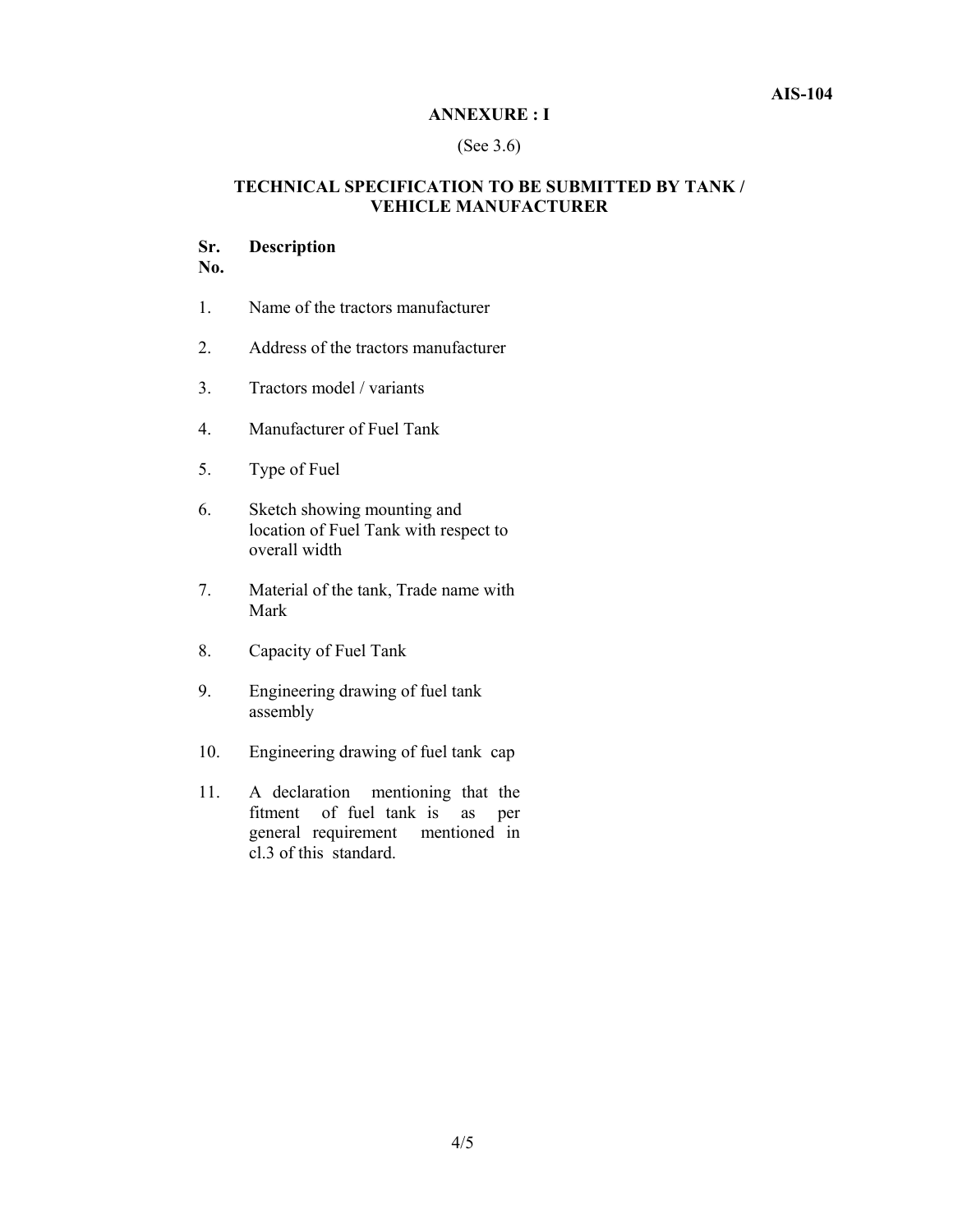## ANNEXURE : I

(See 3.6)

### TECHNICAL SPECIFICATION TO BE SUBMITTED BY TANK / VEHICLE MANUFACTURER

| Sr. No. | Description |
|---|---|
| 1. | Name of the tractors manufacturer |
| 2. | Address of the tractors manufacturer |
| 3. | Tractors model / variants |
| 4. | Manufacturer of Fuel Tank |
| 5. | Type of Fuel |
| 6. | Sketch showing mounting and location of Fuel Tank with respect to overall width |
| 7. | Material of the tank, Trade name with Mark |
| 8. | Capacity of Fuel Tank |
| 9. | Engineering drawing of fuel tank assembly |
| 10. | Engineering drawing of fuel tank cap |
| 11. | A declaration mentioning that the fitment of fuel tank is as per general requirement mentioned in cl.3 of this standard. |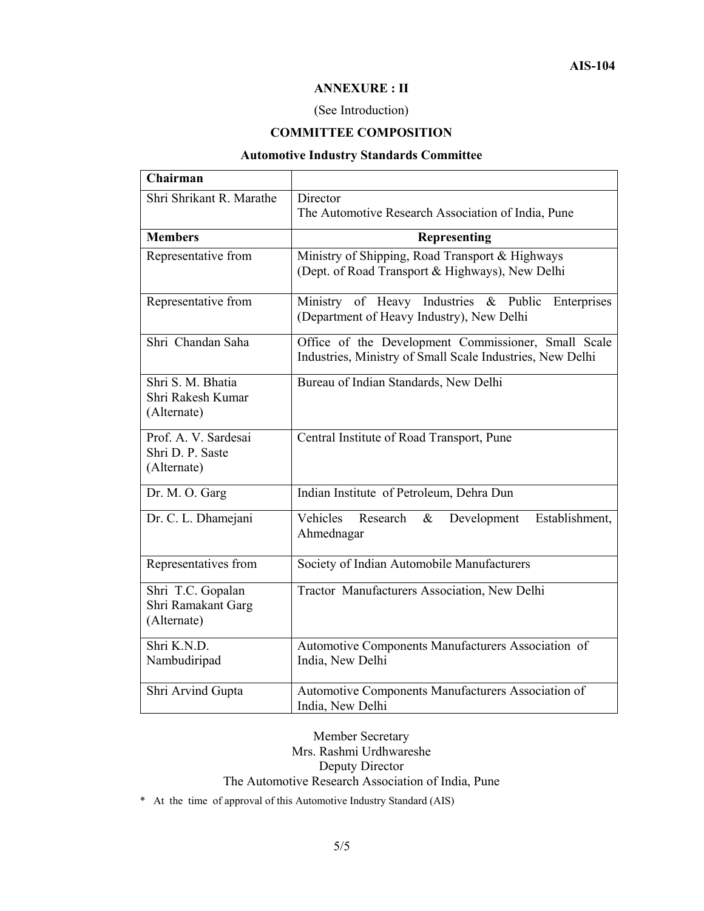## ANNEXURE : II

(See Introduction)

## COMMITTEE COMPOSITION

### Automotive Industry Standards Committee

| **Chairman** | |
|---|---|
| Shri Shrikant R. Marathe | Director<br>The Automotive Research Association of India, Pune |
| **Members** | **Representing** |
| Representative from | Ministry of Shipping, Road Transport & Highways<br>(Dept. of Road Transport & Highways), New Delhi |
| Representative from | Ministry of Heavy Industries & Public Enterprises<br>(Department of Heavy Industry), New Delhi |
| Shri Chandan Saha | Office of the Development Commissioner, Small Scale Industries, Ministry of Small Scale Industries, New Delhi |
| Shri S. M. Bhatia<br>Shri Rakesh Kumar<br>(Alternate) | Bureau of Indian Standards, New Delhi |
| Prof. A. V. Sardesai<br>Shri D. P. Saste<br>(Alternate) | Central Institute of Road Transport, Pune |
| Dr. M. O. Garg | Indian Institute of Petroleum, Dehra Dun |
| Dr. C. L. Dhamejani | Vehicles Research & Development Establishment, Ahmednagar |
| Representatives from | Society of Indian Automobile Manufacturers |
| Shri T.C. Gopalan<br>Shri Ramakant Garg<br>(Alternate) | Tractor Manufacturers Association, New Delhi |
| Shri K.N.D. Nambudiripad | Automotive Components Manufacturers Association of India, New Delhi |
| Shri Arvind Gupta | Automotive Components Manufacturers Association of India, New Delhi |

Member Secretary
Mrs. Rashmi Urdhwareshe
Deputy Director
The Automotive Research Association of India, Pune

\* At the time of approval of this Automotive Industry Standard (AIS)